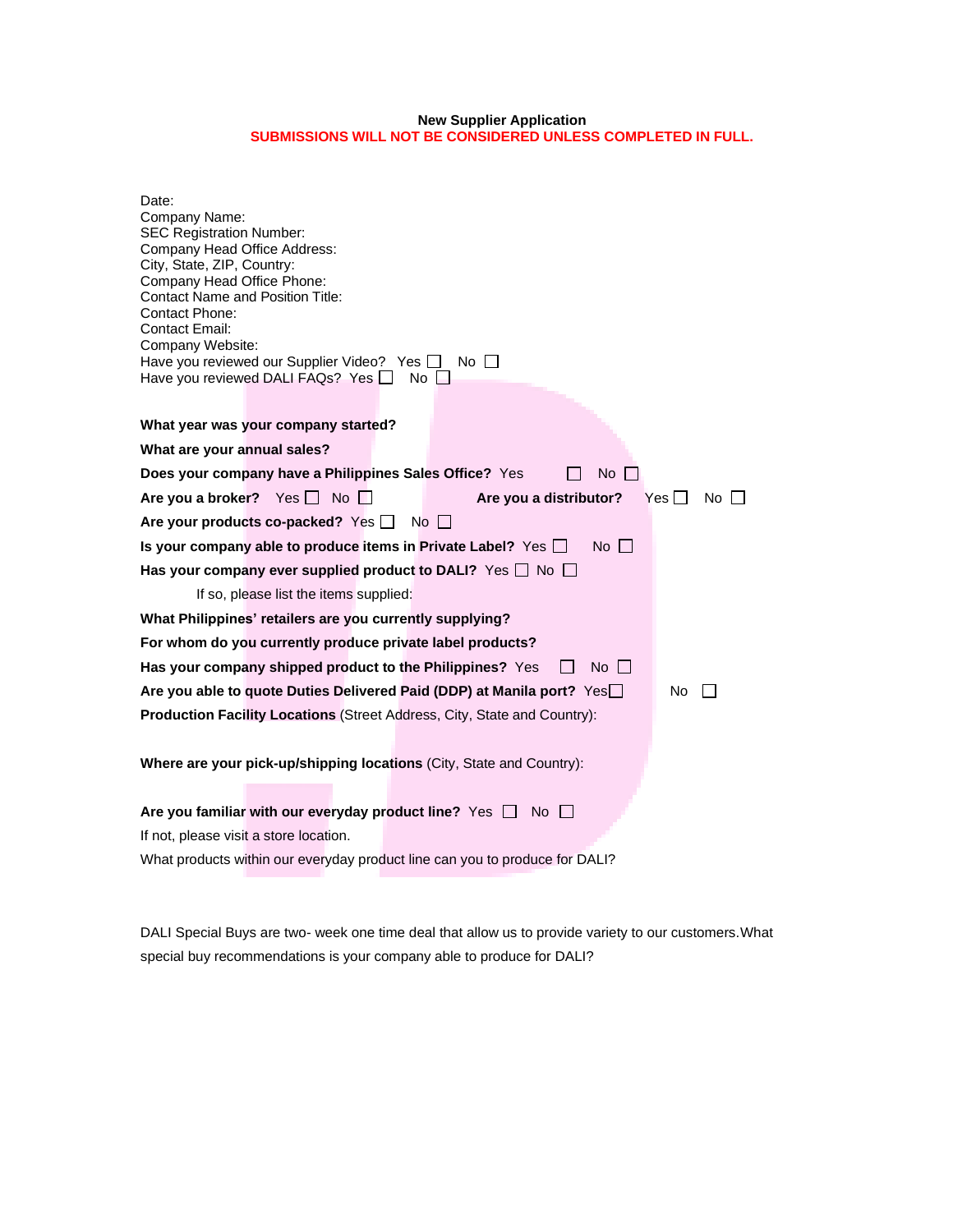**New Supplier Application**
**SUBMISSIONS WILL NOT BE CONSIDERED UNLESS COMPLETED IN FULL.**

Date:
Company Name:
SEC Registration Number:
Company Head Office Address:
City, State, ZIP, Country:
Company Head Office Phone:
Contact Name and Position Title:
Contact Phone:
Contact Email:
Company Website:
Have you reviewed our Supplier Video? Yes ☐ No ☐
Have you reviewed DALI FAQs? Yes ☐ No ☐

**What year was your company started?**

**What are your annual sales?**

**Does your company have a Philippines Sales Office?** Yes ☐ No ☐

**Are you a broker?** Yes ☐ No ☐ **Are you a distributor?** Yes ☐ No ☐

**Are your products co-packed?** Yes ☐ No ☐

**Is your company able to produce items in Private Label?** Yes ☐ No ☐

**Has your company ever supplied product to DALI?** Yes ☐ No ☐

If so, please list the items supplied:

**What Philippines' retailers are you currently supplying?**

**For whom do you currently produce private label products?**

**Has your company shipped product to the Philippines?** Yes ☐ No ☐

**Are you able to quote Duties Delivered Paid (DDP) at Manila port?** Yes☐ No ☐

**Production Facility Locations** (Street Address, City, State and Country):

**Where are your pick-up/shipping locations** (City, State and Country):

**Are you familiar with our everyday product line?** Yes ☐ No ☐

If not, please visit a store location.

What products within our everyday product line can you to produce for DALI?

DALI Special Buys are two- week one time deal that allow us to provide variety to our customers.What special buy recommendations is your company able to produce for DALI?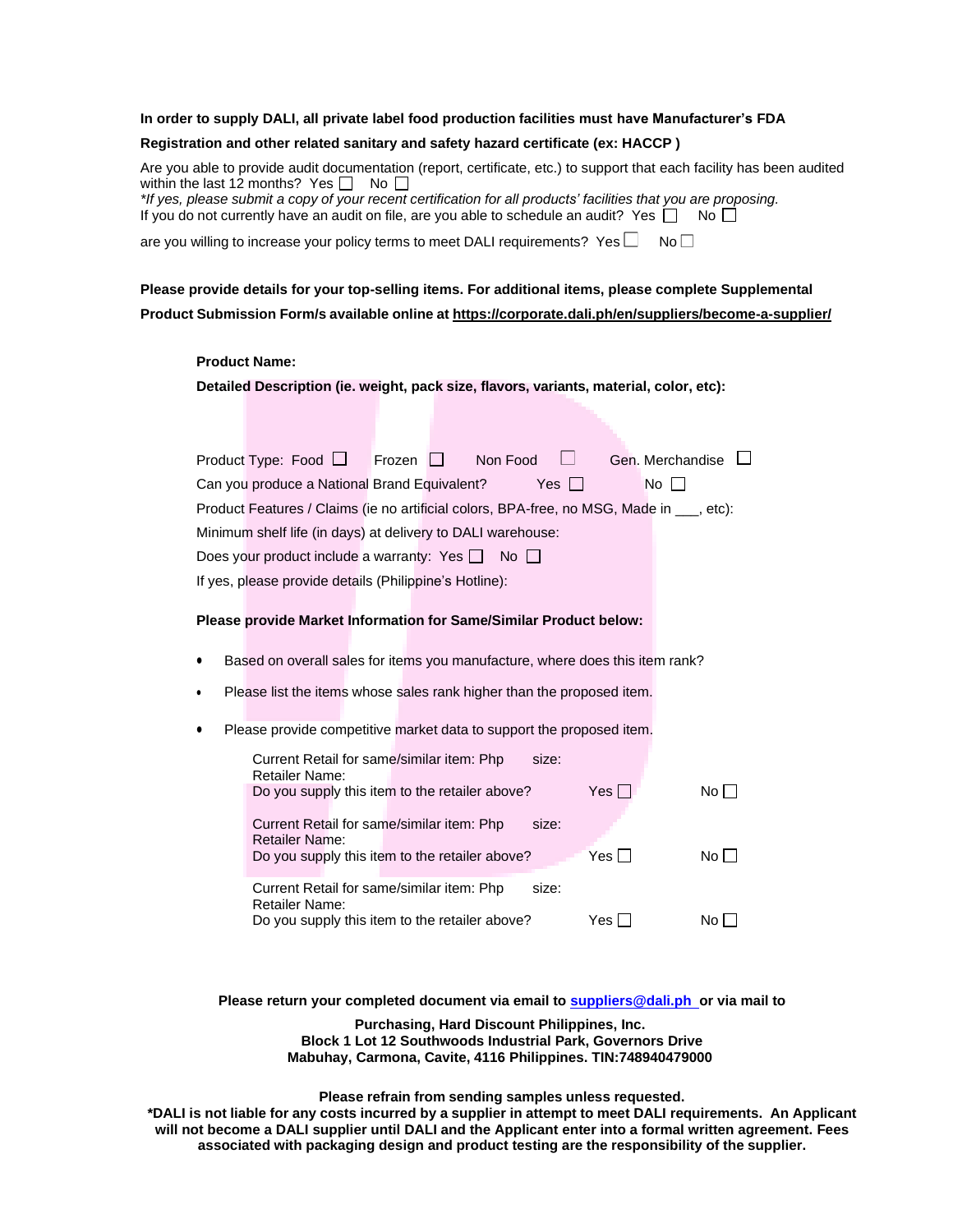**In order to supply DALI, all private label food production facilities must have Manufacturer's FDA Registration and other related sanitary and safety hazard certificate (ex: HACCP )**

Are you able to provide audit documentation (report, certificate, etc.) to support that each facility has been audited within the last 12 months? Yes ☐ No ☐

*\*If yes, please submit a copy of your recent certification for all products' facilities that you are proposing.*

If you do not currently have an audit on file, are you able to schedule an audit? Yes ☐ No ☐

are you willing to increase your policy terms to meet DALI requirements? Yes ☐ No ☐

**Please provide details for your top-selling items. For additional items, please complete Supplemental Product Submission Form/s available online at https://corporate.dali.ph/en/suppliers/become-a-supplier/**

**Product Name:**

**Detailed Description (ie. weight, pack size, flavors, variants, material, color, etc):**

Product Type: Food ☐ Frozen ☐ Non Food ☐ Gen. Merchandise ☐

Can you produce a National Brand Equivalent? Yes ☐ No ☐

Product Features / Claims (ie no artificial colors, BPA-free, no MSG, Made in ___, etc):

Minimum shelf life (in days) at delivery to DALI warehouse:

Does your product include a warranty: Yes ☐ No ☐

If yes, please provide details (Philippine's Hotline):

**Please provide Market Information for Same/Similar Product below:**

- Based on overall sales for items you manufacture, where does this item rank?
- Please list the items whose sales rank higher than the proposed item.
- Please provide competitive market data to support the proposed item.

  Current Retail for same/similar item: Php size:
  Retailer Name:
  Do you supply this item to the retailer above? Yes ☐ No ☐

  Current Retail for same/similar item: Php size:
  Retailer Name:
  Do you supply this item to the retailer above? Yes ☐ No ☐

  Current Retail for same/similar item: Php size:
  Retailer Name:
  Do you supply this item to the retailer above? Yes ☐ No ☐

**Please return your completed document via email to suppliers@dali.ph or via mail to**

**Purchasing, Hard Discount Philippines, Inc.**
**Block 1 Lot 12 Southwoods Industrial Park, Governors Drive**
**Mabuhay, Carmona, Cavite, 4116 Philippines. TIN:748940479000**

**Please refrain from sending samples unless requested.**

**\*DALI is not liable for any costs incurred by a supplier in attempt to meet DALI requirements. An Applicant will not become a DALI supplier until DALI and the Applicant enter into a formal written agreement. Fees associated with packaging design and product testing are the responsibility of the supplier.**